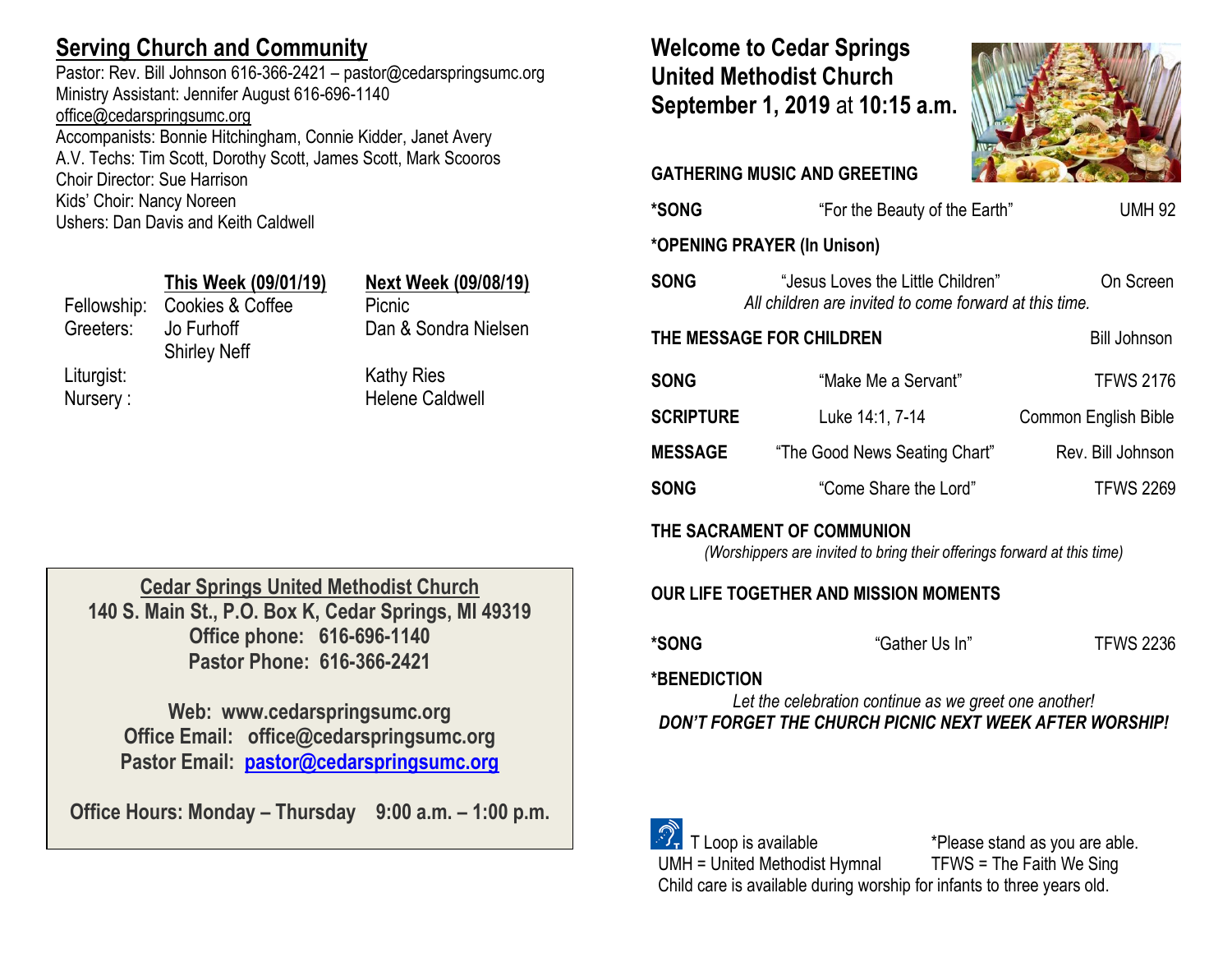## Serving Church and Community

Pastor: Rev. Bill Johnson 616-366-2421 – pastor@cedarspringsumc.org
Ministry Assistant: Jennifer August 616-696-1140
office@cedarspringsumc.org
Accompanists: Bonnie Hitchingham, Connie Kidder, Janet Avery
A.V. Techs: Tim Scott, Dorothy Scott, James Scott, Mark Scooros
Choir Director: Sue Harrison
Kids' Choir: Nancy Noreen
Ushers: Dan Davis and Keith Caldwell

| | This Week (09/01/19) | Next Week (09/08/19) |
|---|---|---|
| Fellowship: | Cookies & Coffee | Picnic |
| Greeters: | Jo Furhoff<br>Shirley Neff | Dan & Sondra Nielsen |
| Liturgist: | | Kathy Ries |
| Nursery : | | Helene Caldwell |

**Cedar Springs United Methodist Church**
**140 S. Main St., P.O. Box K, Cedar Springs, MI 49319**
**Office phone: 616-696-1140**
**Pastor Phone: 616-366-2421**

**Web: www.cedarspringsumc.org**
**Office Email: office@cedarspringsumc.org**
**Pastor Email: pastor@cedarspringsumc.org**

**Office Hours: Monday – Thursday 9:00 a.m. – 1:00 p.m.**

# Welcome to Cedar Springs United Methodist Church September 1, 2019 at 10:15 a.m.

**GATHERING MUSIC AND GREETING**

**\*SONG** "For the Beauty of the Earth" UMH 92

**\*OPENING PRAYER (In Unison)**

**SONG** "Jesus Loves the Little Children" On Screen
*All children are invited to come forward at this time.*

**THE MESSAGE FOR CHILDREN** Bill Johnson

**SONG** "Make Me a Servant" TFWS 2176

**SCRIPTURE** Luke 14:1, 7-14 Common English Bible

**MESSAGE** "The Good News Seating Chart" Rev. Bill Johnson

**SONG** "Come Share the Lord" TFWS 2269

**THE SACRAMENT OF COMMUNION**
*(Worshippers are invited to bring their offerings forward at this time)*

**OUR LIFE TOGETHER AND MISSION MOMENTS**

**\*SONG** "Gather Us In" TFWS 2236

**\*BENEDICTION**
*Let the celebration continue as we greet one another!*
***DON'T FORGET THE CHURCH PICNIC NEXT WEEK AFTER WORSHIP!***

T Loop is available *Please stand as you are able.
UMH = United Methodist Hymnal TFWS = The Faith We Sing
Child care is available during worship for infants to three years old.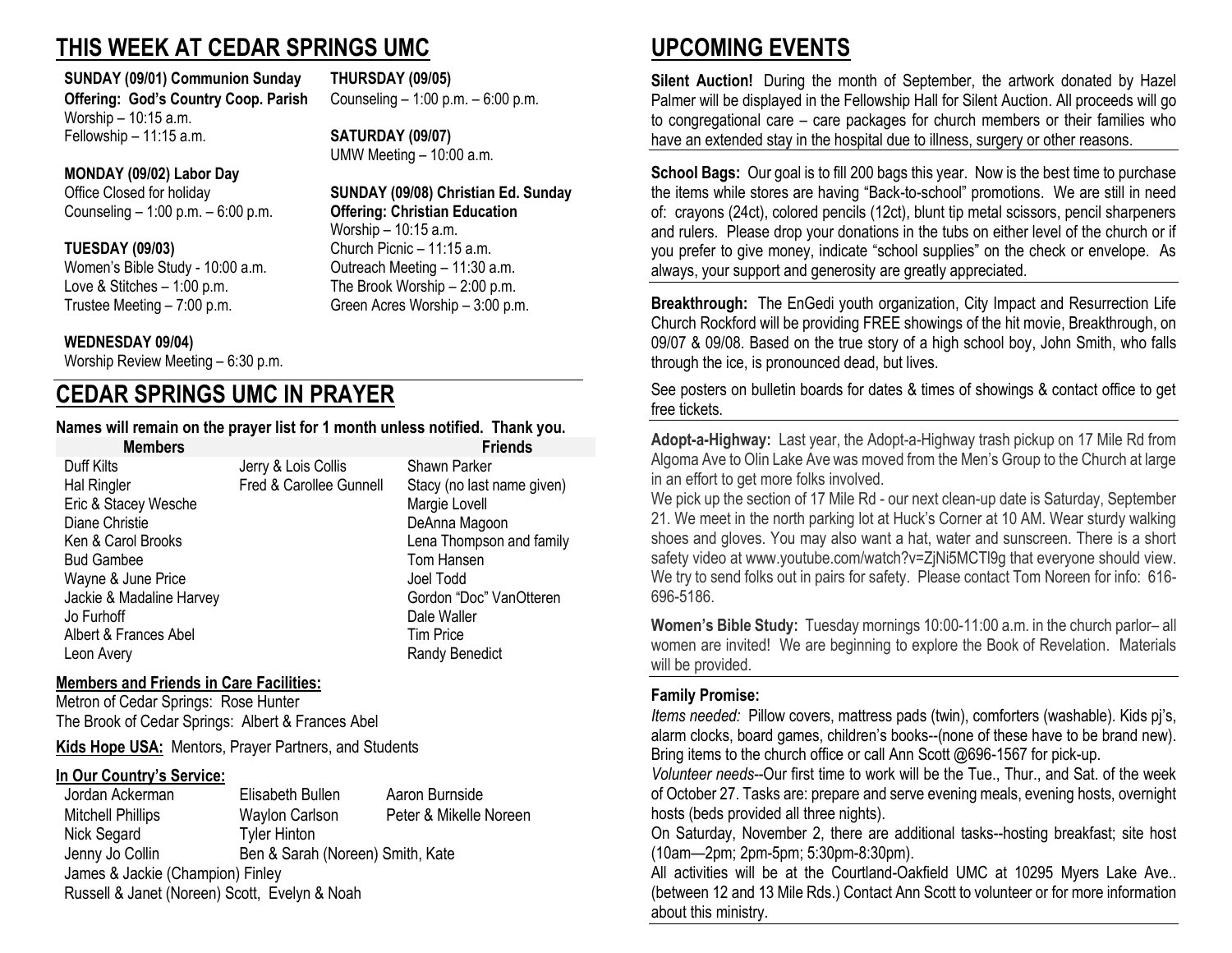# THIS WEEK AT CEDAR SPRINGS UMC

**SUNDAY (09/01) Communion Sunday**
**Offering: God's Country Coop. Parish**
Worship – 10:15 a.m.
Fellowship – 11:15 a.m.

**MONDAY (09/02) Labor Day**
Office Closed for holiday
Counseling – 1:00 p.m. – 6:00 p.m.

**TUESDAY (09/03)**
Women's Bible Study - 10:00 a.m.
Love & Stitches – 1:00 p.m.
Trustee Meeting – 7:00 p.m.

**WEDNESDAY 09/04)**
Worship Review Meeting – 6:30 p.m.

**THURSDAY (09/05)**
Counseling – 1:00 p.m. – 6:00 p.m.

**SATURDAY (09/07)**
UMW Meeting – 10:00 a.m.

**SUNDAY (09/08) Christian Ed. Sunday**
**Offering: Christian Education**
Worship – 10:15 a.m.
Church Picnic – 11:15 a.m.
Outreach Meeting – 11:30 a.m.
The Brook Worship – 2:00 p.m.
Green Acres Worship – 3:00 p.m.

# CEDAR SPRINGS UMC IN PRAYER

**Names will remain on the prayer list for 1 month unless notified. Thank you.**

| Members | | Friends |
|---|---|---|
| Duff Kilts | Jerry & Lois Collis | Shawn Parker |
| Hal Ringler | Fred & Carollee Gunnell | Stacy (no last name given) |
| Eric & Stacey Wesche | | Margie Lovell |
| Diane Christie | | DeAnna Magoon |
| Ken & Carol Brooks | | Lena Thompson and family |
| Bud Gambee | | Tom Hansen |
| Wayne & June Price | | Joel Todd |
| Jackie & Madaline Harvey | | Gordon "Doc" VanOtteren |
| Jo Furhoff | | Dale Waller |
| Albert & Frances Abel | | Tim Price |
| Leon Avery | | Randy Benedict |

**Members and Friends in Care Facilities:**
Metron of Cedar Springs: Rose Hunter
The Brook of Cedar Springs: Albert & Frances Abel

**Kids Hope USA:** Mentors, Prayer Partners, and Students

**In Our Country's Service:**

| | | |
|---|---|---|
| Jordan Ackerman | Elisabeth Bullen | Aaron Burnside |
| Mitchell Phillips | Waylon Carlson | Peter & Mikelle Noreen |
| Nick Segard | Tyler Hinton | |
| Jenny Jo Collin | Ben & Sarah (Noreen) Smith, Kate | |

James & Jackie (Champion) Finley
Russell & Janet (Noreen) Scott, Evelyn & Noah

# UPCOMING EVENTS

**Silent Auction!** During the month of September, the artwork donated by Hazel Palmer will be displayed in the Fellowship Hall for Silent Auction. All proceeds will go to congregational care – care packages for church members or their families who have an extended stay in the hospital due to illness, surgery or other reasons.

**School Bags:** Our goal is to fill 200 bags this year. Now is the best time to purchase the items while stores are having "Back-to-school" promotions. We are still in need of: crayons (24ct), colored pencils (12ct), blunt tip metal scissors, pencil sharpeners and rulers. Please drop your donations in the tubs on either level of the church or if you prefer to give money, indicate "school supplies" on the check or envelope. As always, your support and generosity are greatly appreciated.

**Breakthrough:** The EnGedi youth organization, City Impact and Resurrection Life Church Rockford will be providing FREE showings of the hit movie, Breakthrough, on 09/07 & 09/08. Based on the true story of a high school boy, John Smith, who falls through the ice, is pronounced dead, but lives.

See posters on bulletin boards for dates & times of showings & contact office to get free tickets.

**Adopt-a-Highway:** Last year, the Adopt-a-Highway trash pickup on 17 Mile Rd from Algoma Ave to Olin Lake Ave was moved from the Men's Group to the Church at large in an effort to get more folks involved.
We pick up the section of 17 Mile Rd - our next clean-up date is Saturday, September 21. We meet in the north parking lot at Huck's Corner at 10 AM. Wear sturdy walking shoes and gloves. You may also want a hat, water and sunscreen. There is a short safety video at www.youtube.com/watch?v=ZjNi5MCTl9g that everyone should view. We try to send folks out in pairs for safety. Please contact Tom Noreen for info: 616-696-5186.

**Women's Bible Study:** Tuesday mornings 10:00-11:00 a.m. in the church parlor– all women are invited! We are beginning to explore the Book of Revelation. Materials will be provided.

**Family Promise:**
*Items needed:* Pillow covers, mattress pads (twin), comforters (washable). Kids pj's, alarm clocks, board games, children's books--(none of these have to be brand new). Bring items to the church office or call Ann Scott @696-1567 for pick-up.
*Volunteer needs*--Our first time to work will be the Tue., Thur., and Sat. of the week of October 27. Tasks are: prepare and serve evening meals, evening hosts, overnight hosts (beds provided all three nights).
On Saturday, November 2, there are additional tasks--hosting breakfast; site host (10am—2pm; 2pm-5pm; 5:30pm-8:30pm).
All activities will be at the Courtland-Oakfield UMC at 10295 Myers Lake Ave.. (between 12 and 13 Mile Rds.) Contact Ann Scott to volunteer or for more information about this ministry.